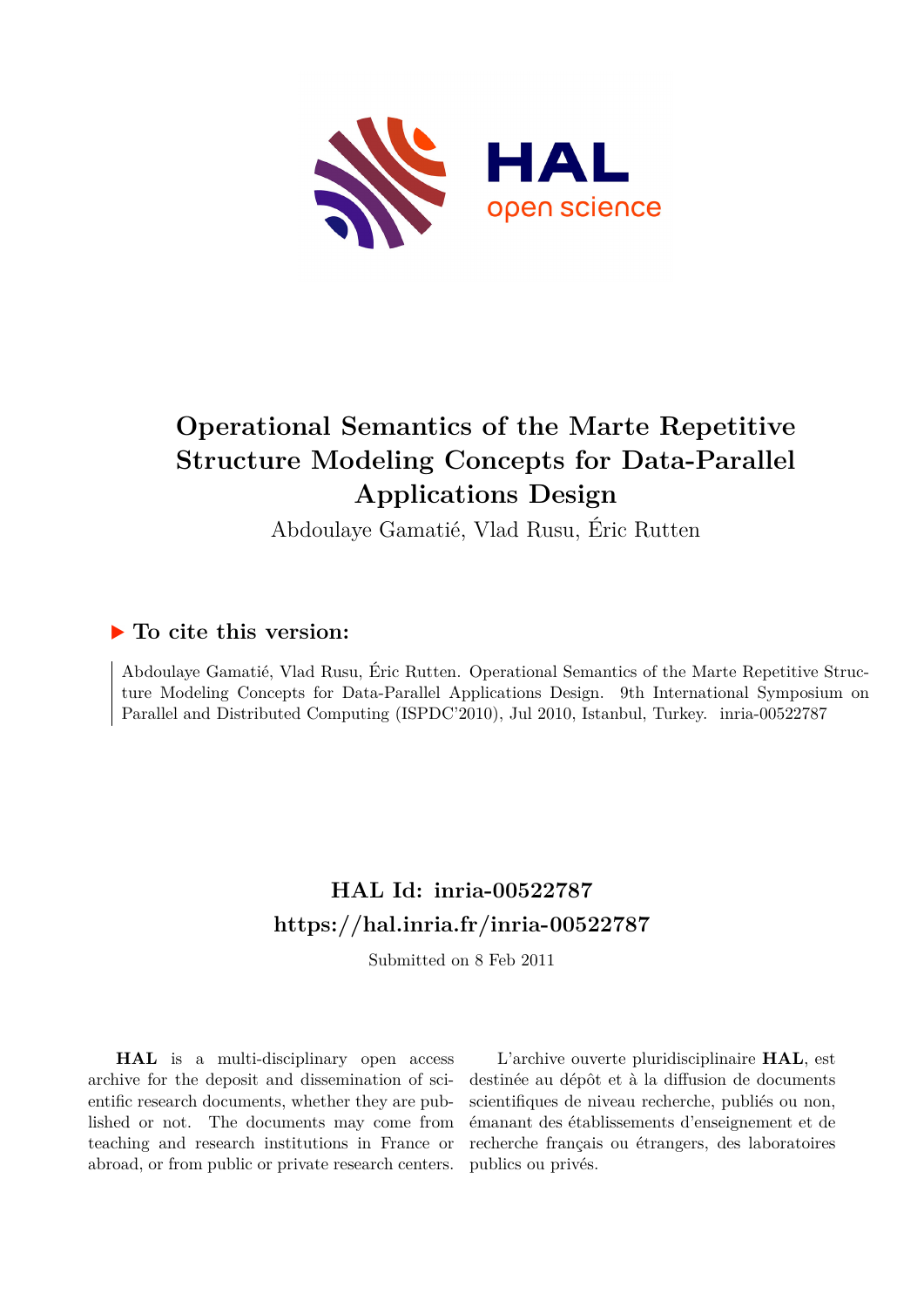# Operational Semantics of the Marte Repetitive Structure Modeling Concepts for Data-Parallel Applications Design

Abdoulaye Gamatié, Vlad Rusu, Éric Rutten

## ▶ To cite this version:

Abdoulaye Gamatié, Vlad Rusu, Éric Rutten. Operational Semantics of the Marte Repetitive Structure Modeling Concepts for Data-Parallel Applications Design. 9th International Symposium on Parallel and Distributed Computing (ISPDC'2010), Jul 2010, Istanbul, Turkey. inria-00522787

## HAL Id: inria-00522787

## https://hal.inria.fr/inria-00522787

Submitted on 8 Feb 2011

**HAL** is a multi-disciplinary open access archive for the deposit and dissemination of scientific research documents, whether they are published or not. The documents may come from teaching and research institutions in France or abroad, or from public or private research centers.

L'archive ouverte pluridisciplinaire **HAL**, est destinée au dépôt et à la diffusion de documents scientifiques de niveau recherche, publiés ou non, émanant des établissements d'enseignement et de recherche français ou étrangers, des laboratoires publics ou privés.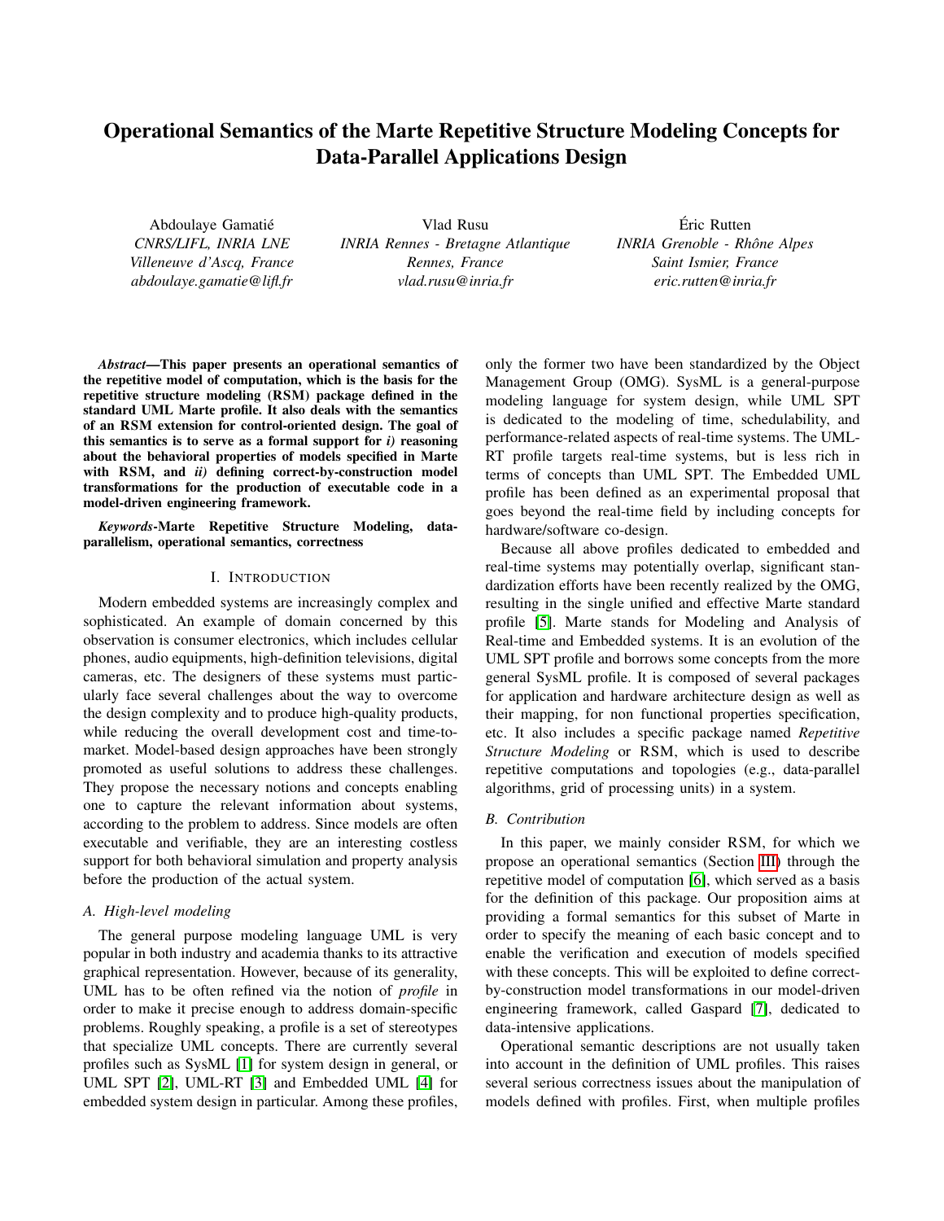# Operational Semantics of the Marte Repetitive Structure Modeling Concepts for Data-Parallel Applications Design

Abdoulaye Gamatié
*CNRS/LIFL, INRIA LNE*
*Villeneuve d'Ascq, France*
*abdoulaye.gamatie@lifl.fr*

Vlad Rusu
*INRIA Rennes - Bretagne Atlantique*
*Rennes, France*
*vlad.rusu@inria.fr*

Éric Rutten
*INRIA Grenoble - Rhône Alpes*
*Saint Ismier, France*
*eric.rutten@inria.fr*

***Abstract*—This paper presents an operational semantics of the repetitive model of computation, which is the basis for the repetitive structure modeling (RSM) package defined in the standard UML Marte profile. It also deals with the semantics of an RSM extension for control-oriented design. The goal of this semantics is to serve as a formal support for *i)* reasoning about the behavioral properties of models specified in Marte with RSM, and *ii)* defining correct-by-construction model transformations for the production of executable code in a model-driven engineering framework.**

***Keywords*-Marte Repetitive Structure Modeling, data-parallelism, operational semantics, correctness**

## I. Introduction

Modern embedded systems are increasingly complex and sophisticated. An example of domain concerned by this observation is consumer electronics, which includes cellular phones, audio equipments, high-definition televisions, digital cameras, etc. The designers of these systems must particularly face several challenges about the way to overcome the design complexity and to produce high-quality products, while reducing the overall development cost and time-to-market. Model-based design approaches have been strongly promoted as useful solutions to address these challenges. They propose the necessary notions and concepts enabling one to capture the relevant information about systems, according to the problem to address. Since models are often executable and verifiable, they are an interesting costless support for both behavioral simulation and property analysis before the production of the actual system.

### A. High-level modeling

The general purpose modeling language UML is very popular in both industry and academia thanks to its attractive graphical representation. However, because of its generality, UML has to be often refined via the notion of *profile* in order to make it precise enough to address domain-specific problems. Roughly speaking, a profile is a set of stereotypes that specialize UML concepts. There are currently several profiles such as SysML [1] for system design in general, or UML SPT [2], UML-RT [3] and Embedded UML [4] for embedded system design in particular. Among these profiles, only the former two have been standardized by the Object Management Group (OMG). SysML is a general-purpose modeling language for system design, while UML SPT is dedicated to the modeling of time, schedulability, and performance-related aspects of real-time systems. The UML-RT profile targets real-time systems, but is less rich in terms of concepts than UML SPT. The Embedded UML profile has been defined as an experimental proposal that goes beyond the real-time field by including concepts for hardware/software co-design.

Because all above profiles dedicated to embedded and real-time systems may potentially overlap, significant standardization efforts have been recently realized by the OMG, resulting in the single unified and effective Marte standard profile [5]. Marte stands for Modeling and Analysis of Real-time and Embedded systems. It is an evolution of the UML SPT profile and borrows some concepts from the more general SysML profile. It is composed of several packages for application and hardware architecture design as well as their mapping, for non functional properties specification, etc. It also includes a specific package named *Repetitive Structure Modeling* or RSM, which is used to describe repetitive computations and topologies (e.g., data-parallel algorithms, grid of processing units) in a system.

### B. Contribution

In this paper, we mainly consider RSM, for which we propose an operational semantics (Section III) through the repetitive model of computation [6], which served as a basis for the definition of this package. Our proposition aims at providing a formal semantics for this subset of Marte in order to specify the meaning of each basic concept and to enable the verification and execution of models specified with these concepts. This will be exploited to define correct-by-construction model transformations in our model-driven engineering framework, called Gaspard [7], dedicated to data-intensive applications.

Operational semantic descriptions are not usually taken into account in the definition of UML profiles. This raises several serious correctness issues about the manipulation of models defined with profiles. First, when multiple profiles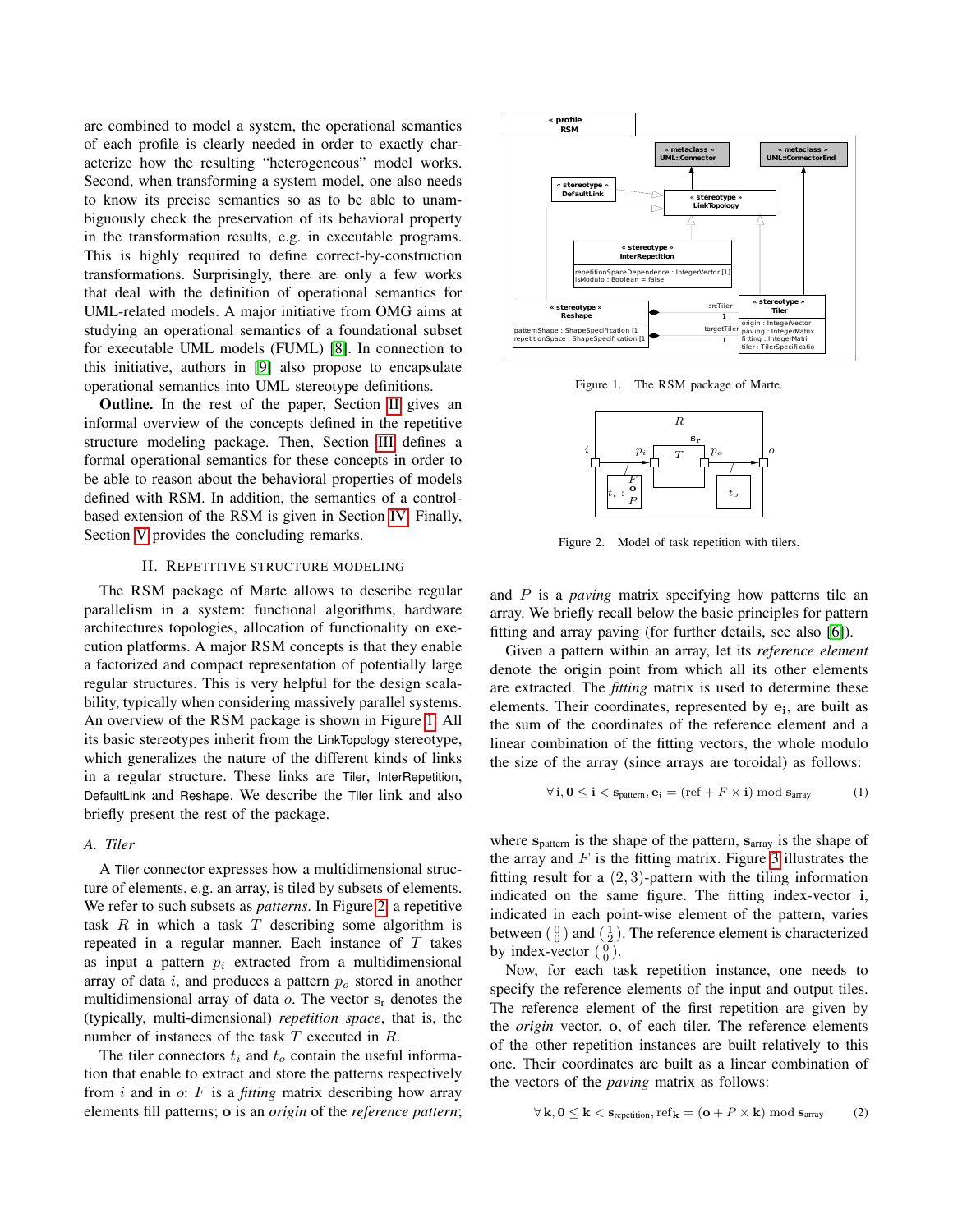are combined to model a system, the operational semantics of each profile is clearly needed in order to exactly characterize how the resulting "heterogeneous" model works. Second, when transforming a system model, one also needs to know its precise semantics so as to be able to unambiguously check the preservation of its behavioral property in the transformation results, e.g. in executable programs. This is highly required to define correct-by-construction transformations. Surprisingly, there are only a few works that deal with the definition of operational semantics for UML-related models. A major initiative from OMG aims at studying an operational semantics of a foundational subset for executable UML models (FUML) [8]. In connection to this initiative, authors in [9] also propose to encapsulate operational semantics into UML stereotype definitions.

**Outline.** In the rest of the paper, Section II gives an informal overview of the concepts defined in the repetitive structure modeling package. Then, Section III defines a formal operational semantics for these concepts in order to be able to reason about the behavioral properties of models defined with RSM. In addition, the semantics of a control-based extension of the RSM is given in Section IV. Finally, Section V provides the concluding remarks.

## II. Repetitive structure modeling

The RSM package of Marte allows to describe regular parallelism in a system: functional algorithms, hardware architectures topologies, allocation of functionality on execution platforms. A major RSM concepts is that they enable a factorized and compact representation of potentially large regular structures. This is very helpful for the design scalability, typically when considering massively parallel systems. An overview of the RSM package is shown in Figure 1. All its basic stereotypes inherit from the LinkTopology stereotype, which generalizes the nature of the different kinds of links in a regular structure. These links are Tiler, InterRepetition, DefaultLink and Reshape. We describe the Tiler link and also briefly present the rest of the package.

### A. Tiler

A Tiler connector expresses how a multidimensional structure of elements, e.g. an array, is tiled by subsets of elements. We refer to such subsets as *patterns*. In Figure 2, a repetitive task $R$ in which a task $T$ describing some algorithm is repeated in a regular manner. Each instance of $T$ takes as input a pattern $p_i$ extracted from a multidimensional array of data $i$, and produces a pattern $p_o$ stored in another multidimensional array of data $o$. The vector $\mathbf{s}_r$ denotes the (typically, multi-dimensional) *repetition space*, that is, the number of instances of the task $T$ executed in $R$.

The tiler connectors $t_i$ and $t_o$ contain the useful information that enable to extract and store the patterns respectively from $i$ and in $o$: $F$ is a *fitting* matrix describing how array elements fill patterns; $\mathbf{o}$ is an *origin* of the *reference pattern*; and $P$ is a *paving* matrix specifying how patterns tile an array. We briefly recall below the basic principles for pattern fitting and array paving (for further details, see also [6]).

Figure 1. The RSM package of Marte.

Figure 2. Model of task repetition with tilers.

Given a pattern within an array, let its *reference element* denote the origin point from which all its other elements are extracted. The *fitting* matrix is used to determine these elements. Their coordinates, represented by $\mathbf{e_i}$, are built as the sum of the coordinates of the reference element and a linear combination of the fitting vectors, the whole modulo the size of the array (since arrays are toroidal) as follows:

$$\forall \mathbf{i}, \mathbf{0} \leq \mathbf{i} < \mathbf{s}_{\text{pattern}}, \mathbf{e_i} = (\text{ref} + F \times \mathbf{i}) \bmod \mathbf{s}_{\text{array}} \qquad (1)$$

where $\mathbf{s}_{\text{pattern}}$ is the shape of the pattern, $\mathbf{s}_{\text{array}}$ is the shape of the array and $F$ is the fitting matrix. Figure 3 illustrates the fitting result for a $(2,3)$-pattern with the tiling information indicated on the same figure. The fitting index-vector $\mathbf{i}$, indicated in each point-wise element of the pattern, varies between $\left(\begin{smallmatrix}0\\0\end{smallmatrix}\right)$ and $\left(\begin{smallmatrix}1\\2\end{smallmatrix}\right)$. The reference element is characterized by index-vector $\left(\begin{smallmatrix}0\\0\end{smallmatrix}\right)$.

Now, for each task repetition instance, one needs to specify the reference elements of the input and output tiles. The reference element of the first repetition are given by the *origin* vector, $\mathbf{o}$, of each tiler. The reference elements of the other repetition instances are built relatively to this one. Their coordinates are built as a linear combination of the vectors of the *paving* matrix as follows:

$$\forall \mathbf{k}, \mathbf{0} \leq \mathbf{k} < \mathbf{s}_{\text{repetition}}, \text{ref}_{\mathbf{k}} = (\mathbf{o} + P \times \mathbf{k}) \bmod \mathbf{s}_{\text{array}} \qquad (2)$$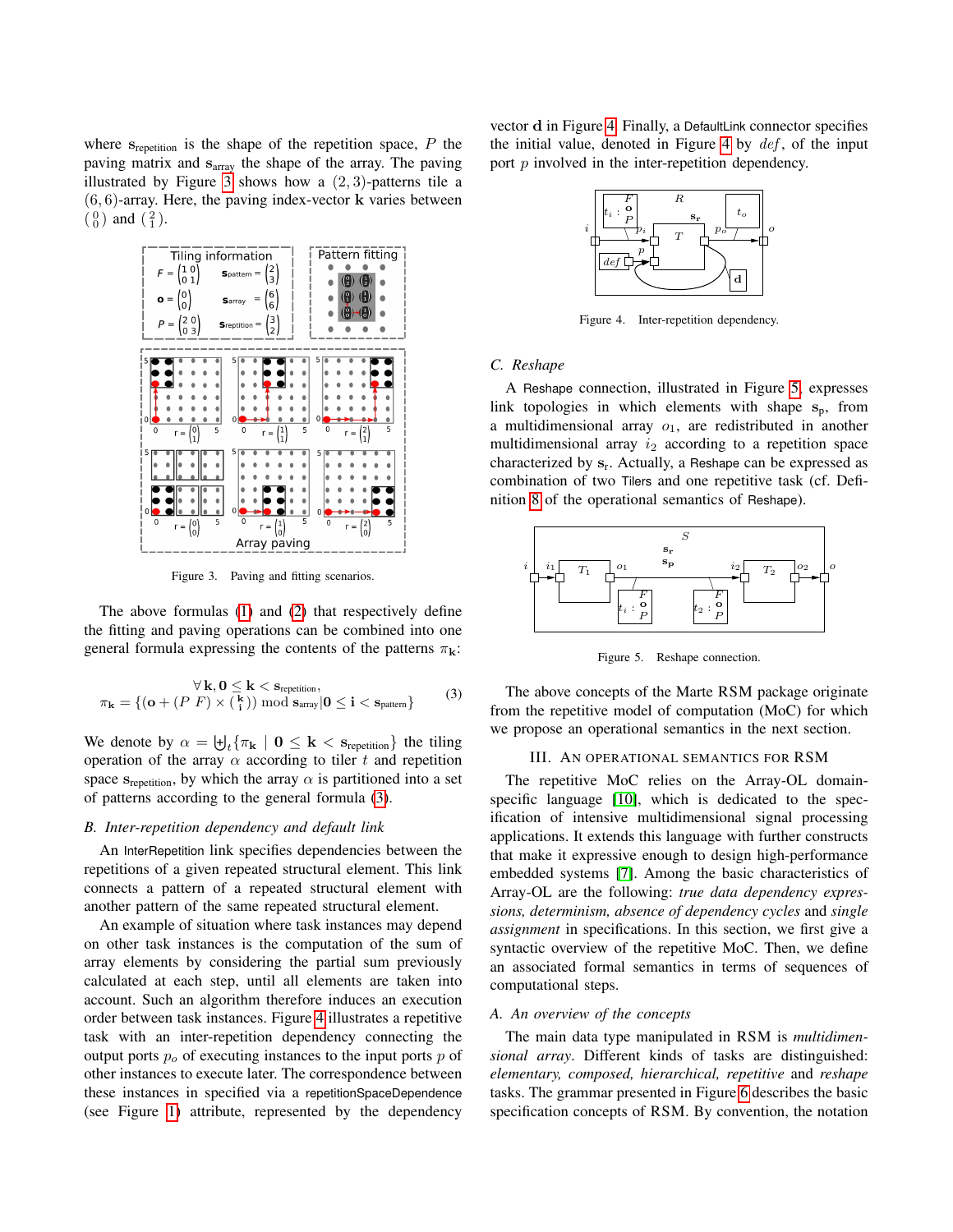where $\mathbf{s}_{\text{repetition}}$ is the shape of the repetition space, $P$ the paving matrix and $\mathbf{s}_{\text{array}}$ the shape of the array. The paving illustrated by Figure 3 shows how a $(2,3)$-patterns tile a $(6,6)$-array. Here, the paving index-vector $\mathbf{k}$ varies between $\binom{0}{0}$ and $\binom{2}{1}$.

Figure 3. Paving and fitting scenarios.

The above formulas (1) and (2) that respectively define the fitting and paving operations can be combined into one general formula expressing the contents of the patterns $\pi_{\mathbf{k}}$:

$$\pi_{\mathbf{k}} = \{(\mathbf{o} + (P\ F) \times \binom{\mathbf{k}}{\mathbf{i}}) \bmod \mathbf{s}_{\text{array}} | \mathbf{0} \leq \mathbf{i} < \mathbf{s}_{\text{pattern}}\} \quad \forall\, \mathbf{k}, \mathbf{0} \leq \mathbf{k} < \mathbf{s}_{\text{repetition}}, \tag{3}$$

We denote by $\alpha = \biguplus_t \{\pi_{\mathbf{k}} \mid \mathbf{0} \leq \mathbf{k} < \mathbf{s}_{\text{repetition}}\}$ the tiling operation of the array $\alpha$ according to tiler $t$ and repetition space $\mathbf{s}_{\text{repetition}}$, by which the array $\alpha$ is partitioned into a set of patterns according to the general formula (3).

### B. Inter-repetition dependency and default link

An InterRepetition link specifies dependencies between the repetitions of a given repeated structural element. This link connects a pattern of a repeated structural element with another pattern of the same repeated structural element.

An example of situation where task instances may depend on other task instances is the computation of the sum of array elements by considering the partial sum previously calculated at each step, until all elements are taken into account. Such an algorithm therefore induces an execution order between task instances. Figure 4 illustrates a repetitive task with an inter-repetition dependency connecting the output ports $p_o$ of executing instances to the input ports $p$ of other instances to execute later. The correspondence between these instances in specified via a repetitionSpaceDependence (see Figure 1) attribute, represented by the dependency vector $\mathbf{d}$ in Figure 4. Finally, a DefaultLink connector specifies the initial value, denoted in Figure 4 by $def$, of the input port $p$ involved in the inter-repetition dependency.

Figure 4. Inter-repetition dependency.

### C. Reshape

A Reshape connection, illustrated in Figure 5, expresses link topologies in which elements with shape $\mathbf{s}_{\text{p}}$, from a multidimensional array $o_1$, are redistributed in another multidimensional array $i_2$ according to a repetition space characterized by $\mathbf{s}_{\text{r}}$. Actually, a Reshape can be expressed as combination of two Tilers and one repetitive task (cf. Definition 8 of the operational semantics of Reshape).

Figure 5. Reshape connection.

The above concepts of the Marte RSM package originate from the repetitive model of computation (MoC) for which we propose an operational semantics in the next section.

## III. An operational semantics for RSM

The repetitive MoC relies on the Array-OL domain-specific language [10], which is dedicated to the specification of intensive multidimensional signal processing applications. It extends this language with further constructs that make it expressive enough to design high-performance embedded systems [7]. Among the basic characteristics of Array-OL are the following: *true data dependency expressions, determinism, absence of dependency cycles* and *single assignment* in specifications. In this section, we first give a syntactic overview of the repetitive MoC. Then, we define an associated formal semantics in terms of sequences of computational steps.

### A. An overview of the concepts

The main data type manipulated in RSM is *multidimensional array*. Different kinds of tasks are distinguished: *elementary, composed, hierarchical, repetitive* and *reshape* tasks. The grammar presented in Figure 6 describes the basic specification concepts of RSM. By convention, the notation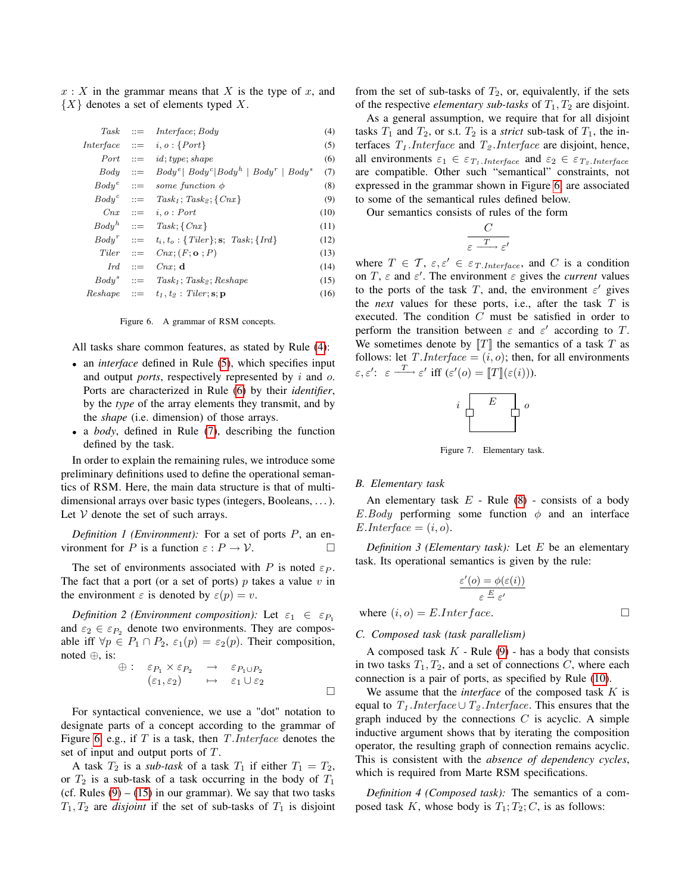$x : X$ in the grammar means that $X$ is the type of $x$, and $\{X\}$ denotes a set of elements typed $X$.

$$
\begin{array}{rcll}
\mathit{Task} & ::= & \mathit{Interface};\, \mathit{Body} & (4)\\
\mathit{Interface} & ::= & i, o : \{\mathit{Port}\} & (5)\\
\mathit{Port} & ::= & \mathit{id};\, \mathit{type};\, \mathit{shape} & (6)\\
\mathit{Body} & ::= & \mathit{Body}^e |\ \mathit{Body}^c | \mathit{Body}^h \ |\ \mathit{Body}^r \ |\ \mathit{Body}^s & (7)\\
\mathit{Body}^e & ::= & \mathit{some\ function}\ \phi & (8)\\
\mathit{Body}^c & ::= & \mathit{Task}_1;\, \mathit{Task}_2;\, \{\mathit{Cnx}\} & (9)\\
\mathit{Cnx} & ::= & i, o : \mathit{Port} & (10)\\
\mathit{Body}^h & ::= & \mathit{Task};\, \{\mathit{Cnx}\} & (11)\\
\mathit{Body}^r & ::= & t_i, t_o : \{\mathit{Tiler}\}; \mathbf{s};\ \ \mathit{Task};\, \{\mathit{Ird}\} & (12)\\
\mathit{Tiler} & ::= & \mathit{Cnx};\, (F; \mathbf{o}\,; P) & (13)\\
\mathit{Ird} & ::= & \mathit{Cnx};\, \mathbf{d} & (14)\\
\mathit{Body}^s & ::= & \mathit{Task}_1;\, \mathit{Task}_2;\, \mathit{Reshape} & (15)\\
\mathit{Reshape} & ::= & t_1, t_2 : \mathit{Tiler}; \mathbf{s}; \mathbf{p} & (16)
\end{array}
$$

Figure 6. A grammar of RSM concepts.

All tasks share common features, as stated by Rule (4):

- an *interface* defined in Rule (5), which specifies input and output *ports*, respectively represented by $i$ and $o$. Ports are characterized in Rule (6) by their *identifier*, by the *type* of the array elements they transmit, and by the *shape* (i.e. dimension) of those arrays.
- a *body*, defined in Rule (7), describing the function defined by the task.

In order to explain the remaining rules, we introduce some preliminary definitions used to define the operational semantics of RSM. Here, the main data structure is that of multi-dimensional arrays over basic types (integers, Booleans, ...). Let $\mathcal{V}$ denote the set of such arrays.

*Definition 1 (Environment):* For a set of ports $P$, an environment for $P$ is a function $\varepsilon : P \to \mathcal{V}$. □

The set of environments associated with $P$ is noted $\varepsilon_P$. The fact that a port (or a set of ports) $p$ takes a value $v$ in the environment $\varepsilon$ is denoted by $\varepsilon(p) = v$.

*Definition 2 (Environment composition):* Let $\varepsilon_1 \in \varepsilon_{P_1}$ and $\varepsilon_2 \in \varepsilon_{P_2}$ denote two environments. They are composable iff $\forall p \in P_1 \cap P_2$, $\varepsilon_1(p) = \varepsilon_2(p)$. Their composition, noted $\oplus$, is:

$$
\begin{array}{rccc}
\oplus : & \varepsilon_{P_1} \times \varepsilon_{P_2} & \to & \varepsilon_{P_1 \cup P_2}\\
 & (\varepsilon_1, \varepsilon_2) & \mapsto & \varepsilon_1 \cup \varepsilon_2
\end{array}
$$

□

For syntactical convenience, we use a "dot" notation to designate parts of a concept according to the grammar of Figure 6, e.g., if $T$ is a task, then $T.\mathit{Interface}$ denotes the set of input and output ports of $T$.

A task $T_2$ is a *sub-task* of a task $T_1$ if either $T_1 = T_2$, or $T_2$ is a sub-task of a task occurring in the body of $T_1$ (cf. Rules (9) – (15) in our grammar). We say that two tasks $T_1, T_2$ are *disjoint* if the set of sub-tasks of $T_1$ is disjoint from the set of sub-tasks of $T_2$, or, equivalently, if the sets of the respective *elementary sub-tasks* of $T_1, T_2$ are disjoint.

As a general assumption, we require that for all disjoint tasks $T_1$ and $T_2$, or s.t. $T_2$ is a *strict* sub-task of $T_1$, the interfaces $T_1.\mathit{Interface}$ and $T_2.\mathit{Interface}$ are disjoint, hence, all environments $\varepsilon_1 \in \varepsilon_{T_1.\mathit{Interface}}$ and $\varepsilon_2 \in \varepsilon_{T_2.\mathit{Interface}}$ are compatible. Other such "semantical" constraints, not expressed in the grammar shown in Figure 6, are associated to some of the semantical rules defined below.

Our semantics consists of rules of the form

$$\frac{C}{\varepsilon \xrightarrow{T} \varepsilon'}$$

where $T \in \mathcal{T}$, $\varepsilon, \varepsilon' \in \varepsilon_{T.\mathit{Interface}}$, and $C$ is a condition on $T$, $\varepsilon$ and $\varepsilon'$. The environment $\varepsilon$ gives the *current* values to the ports of the task $T$, and, the environment $\varepsilon'$ gives the *next* values for these ports, i.e., after the task $T$ is executed. The condition $C$ must be satisfied in order to perform the transition between $\varepsilon$ and $\varepsilon'$ according to $T$. We sometimes denote by $[\![T]\!]$ the semantics of a task $T$ as follows: let $T.\mathit{Interface} = (i, o)$; then, for all environments $\varepsilon, \varepsilon'$: $\varepsilon \xrightarrow{T} \varepsilon'$ iff $(\varepsilon'(o) = [\![T]\!](\varepsilon(i)))$.

Figure 7. Elementary task.

## B. Elementary task

An elementary task $E$ - Rule (8) - consists of a body $E.\mathit{Body}$ performing some function $\phi$ and an interface $E.\mathit{Interface} = (i, o)$.

*Definition 3 (Elementary task):* Let $E$ be an elementary task. Its operational semantics is given by the rule:

$$\frac{\varepsilon'(o) = \phi(\varepsilon(i))}{\varepsilon \xrightarrow{E} \varepsilon'}$$

where $(i, o) = E.\mathit{Interface}$. □

## C. Composed task (task parallelism)

A composed task $K$ - Rule (9) - has a body that consists in two tasks $T_1, T_2$, and a set of connections $C$, where each connection is a pair of ports, as specified by Rule (10).

We assume that the *interface* of the composed task $K$ is equal to $T_1.\mathit{Interface} \cup T_2.\mathit{Interface}$. This ensures that the graph induced by the connections $C$ is acyclic. A simple inductive argument shows that by iterating the composition operator, the resulting graph of connection remains acyclic. This is consistent with the *absence of dependency cycles*, which is required from Marte RSM specifications.

*Definition 4 (Composed task):* The semantics of a composed task $K$, whose body is $T_1; T_2; C$, is as follows: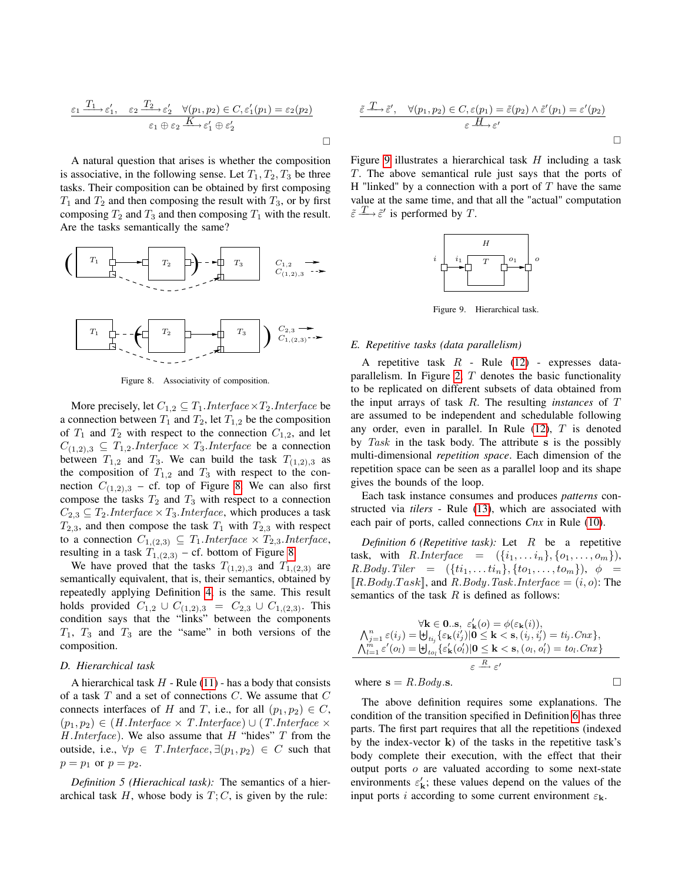$$\frac{\varepsilon_1 \xrightarrow{T_1} \varepsilon_1', \quad \varepsilon_2 \xrightarrow{T_2} \varepsilon_2' \quad \forall (p_1, p_2) \in C, \varepsilon_1'(p_1) = \varepsilon_2(p_2)}{\varepsilon_1 \oplus \varepsilon_2 \xrightarrow{K} \varepsilon_1' \oplus \varepsilon_2'}$$

□

A natural question that arises is whether the composition is associative, in the following sense. Let $T_1, T_2, T_3$ be three tasks. Their composition can be obtained by first composing $T_1$ and $T_2$ and then composing the result with $T_3$, or by first composing $T_2$ and $T_3$ and then composing $T_1$ with the result. Are the tasks semantically the same?

Figure 8. Associativity of composition.

More precisely, let $C_{1,2} \subseteq T_1.Interface \times T_2.Interface$ be a connection between $T_1$ and $T_2$, let $T_{1,2}$ be the composition of $T_1$ and $T_2$ with respect to the connection $C_{1,2}$, and let $C_{(1,2),3} \subseteq T_{1,2}.Interface \times T_3.Interface$ be a connection between $T_{1,2}$ and $T_3$. We can build the task $T_{(1,2),3}$ as the composition of $T_{1,2}$ and $T_3$ with respect to the connection $C_{(1,2),3}$ – cf. top of Figure 8. We can also first compose the tasks $T_2$ and $T_3$ with respect to a connection $C_{2,3} \subseteq T_2.Interface \times T_3.Interface$, which produces a task $T_{2,3}$, and then compose the task $T_1$ with $T_{2,3}$ with respect to a connection $C_{1,(2,3)} \subseteq T_1.Interface \times T_{2,3}.Interface$, resulting in a task $T_{1,(2,3)}$ – cf. bottom of Figure 8.

We have proved that the tasks $T_{(1,2),3}$ and $T_{1,(2,3)}$ are semantically equivalent, that is, their semantics, which is defined by repeatedly applying Definition 4, is the same. This result holds provided $C_{1,2} \cup C_{(1,2),3} = C_{2,3} \cup C_{1,(2,3)}$. This condition says that the "links" between the components $T_1$, $T_3$ and $T_3$ are the "same" in both versions of the composition.

### D. Hierarchical task

A hierarchical task $H$ - Rule (11) - has a body that consists of a task $T$ and a set of connections $C$. We assume that $C$ connects interfaces of $H$ and $T$, i.e., for all $(p_1, p_2) \in C$, $(p_1, p_2) \in (H.Interface \times T.Interface) \cup (T.Interface \times H.Interface)$. We also assume that $H$ "hides" $T$ from the outside, i.e., $\forall p \in T.Interface, \exists (p_1, p_2) \in C$ such that $p = p_1$ or $p = p_2$.

*Definition 5 (Hierachical task):* The semantics of a hierarchical task $H$, whose body is $T; C$, is given by the rule:

$$\frac{\tilde{\varepsilon} \xrightarrow{T} \tilde{\varepsilon}', \quad \forall (p_1, p_2) \in C, \varepsilon(p_1) = \tilde{\varepsilon}(p_2) \land \tilde{\varepsilon}'(p_1) = \varepsilon'(p_2)}{\varepsilon \xrightarrow{H} \varepsilon'}$$

□

Figure 9 illustrates a hierarchical task $H$ including a task $T$. The above semantical rule just says that the ports of H "linked" by a connection with a port of $T$ have the same value at the same time, and that all the "actual" computation $\tilde{\varepsilon} \xrightarrow{T} \tilde{\varepsilon}'$ is performed by $T$.

Figure 9. Hierarchical task.

### E. Repetitive tasks (data parallelism)

A repetitive task $R$ - Rule (12) - expresses data-parallelism. In Figure 2, $T$ denotes the basic functionality to be replicated on different subsets of data obtained from the input arrays of task $R$. The resulting *instances* of $T$ are assumed to be independent and schedulable following any order, even in parallel. In Rule (12), $T$ is denoted by *Task* in the task body. The attribute $\mathbf{s}$ is the possibly multi-dimensional *repetition space*. Each dimension of the repetition space can be seen as a parallel loop and its shape gives the bounds of the loop.

Each task instance consumes and produces *patterns* constructed via *tilers* - Rule (13), which are associated with each pair of ports, called connections *Cnx* in Rule (10).

*Definition 6 (Repetitive task):* Let $R$ be a repetitive task, with $R.Interface = (\{i_1, \ldots i_n\}, \{o_1, \ldots, o_m\})$, $R.Body.Tiler = (\{ti_1, \ldots ti_n\}, \{to_1, \ldots, to_m\})$, $\phi = [\![R.Body.Task]\!]$, and $R.Body.Task.Interface = (i, o)$: The semantics of the task $R$ is defined as follows:

$$\frac{\begin{array}{c} \forall \mathbf{k} \in \mathbf{0}..\mathbf{s},\ \varepsilon_{\mathbf{k}}'(o) = \phi(\varepsilon_{\mathbf{k}}(i)), \\ \bigwedge_{j=1}^{n} \varepsilon(i_j) = \biguplus_{ti_j} \{\varepsilon_{\mathbf{k}}(i_j') | \mathbf{0} \le \mathbf{k} < \mathbf{s}, (i_j, i_j') = ti_j.Cnx\}, \\ \bigwedge_{l=1}^{m} \varepsilon'(o_l) = \biguplus_{to_l} \{\varepsilon_{\mathbf{k}}'(o_l') | \mathbf{0} \le \mathbf{k} < \mathbf{s}, (o_l, o_l') = to_l.Cnx\} \end{array}}{\varepsilon \xrightarrow{R} \varepsilon'}$$

where $\mathbf{s} = R.Body.\mathbf{s}$. □

The above definition requires some explanations. The condition of the transition specified in Definition 6 has three parts. The first part requires that all the repetitions (indexed by the index-vector $\mathbf{k}$) of the tasks in the repetitive task's body complete their execution, with the effect that their output ports $o$ are valuated according to some next-state environments $\varepsilon_{\mathbf{k}}'$; these values depend on the values of the input ports $i$ according to some current environment $\varepsilon_{\mathbf{k}}$.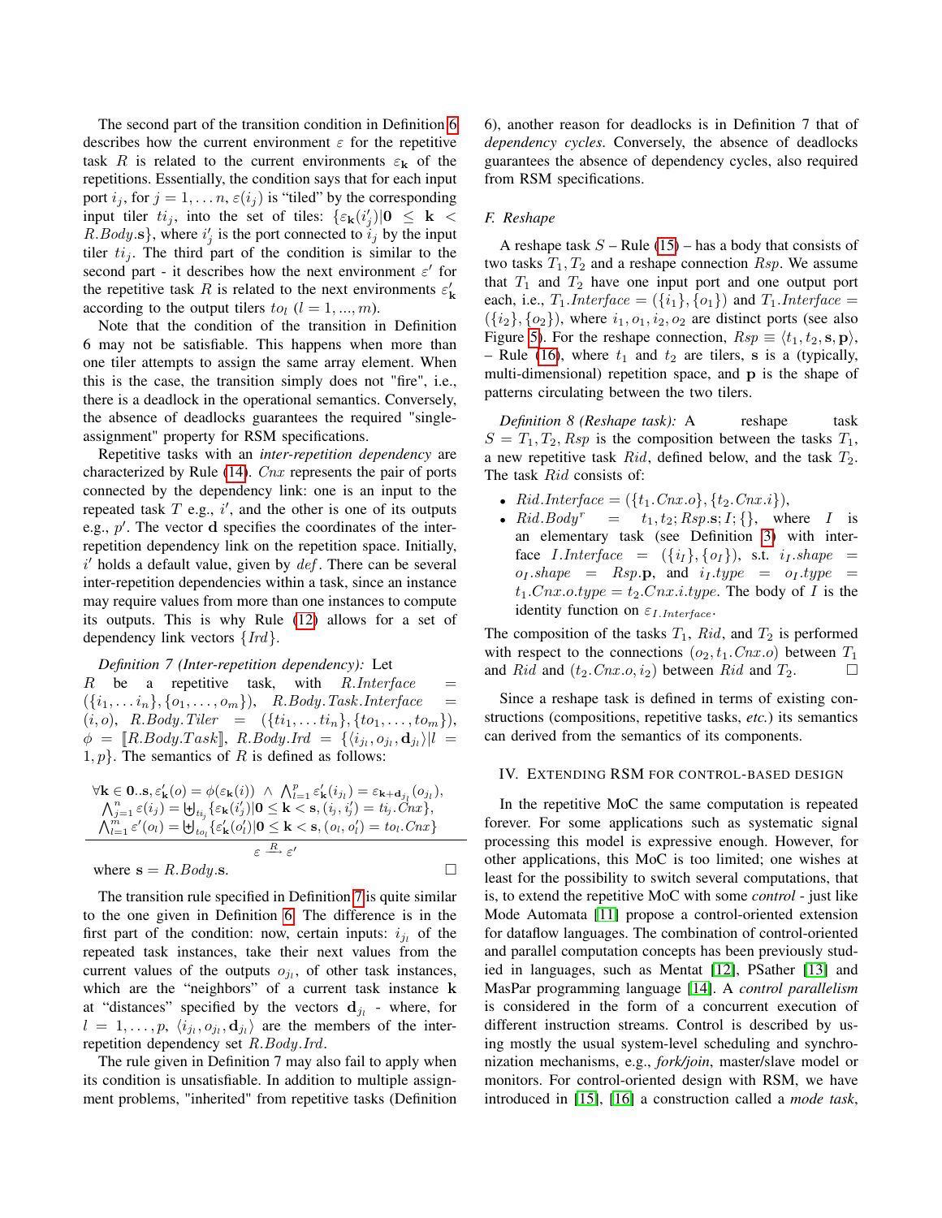The second part of the transition condition in Definition 6 describes how the current environment $\varepsilon$ for the repetitive task $R$ is related to the current environments $\varepsilon_{\mathbf{k}}$ of the repetitions. Essentially, the condition says that for each input port $i_j$, for $j = 1, \ldots n$, $\varepsilon(i_j)$ is "tiled" by the corresponding input tiler $ti_j$, into the set of tiles: $\{\varepsilon_{\mathbf{k}}(i'_j) | \mathbf{0} \leq \mathbf{k} < R.Body.\mathbf{s}\}$, where $i'_j$ is the port connected to $i_j$ by the input tiler $ti_j$. The third part of the condition is similar to the second part - it describes how the next environment $\varepsilon'$ for the repetitive task $R$ is related to the next environments $\varepsilon'_{\mathbf{k}}$ according to the output tilers $to_l$ ($l = 1, ..., m$).

Note that the condition of the transition in Definition 6 may not be satisfiable. This happens when more than one tiler attempts to assign the same array element. When this is the case, the transition simply does not "fire", i.e., there is a deadlock in the operational semantics. Conversely, the absence of deadlocks guarantees the required "single-assignment" property for RSM specifications.

Repetitive tasks with an *inter-repetition dependency* are characterized by Rule (14). $Cnx$ represents the pair of ports connected by the dependency link: one is an input to the repeated task $T$ e.g., $i'$, and the other is one of its outputs e.g., $p'$. The vector $\mathbf{d}$ specifies the coordinates of the inter-repetition dependency link on the repetition space. Initially, $i'$ holds a default value, given by $def$. There can be several inter-repetition dependencies within a task, since an instance may require values from more than one instances to compute its outputs. This is why Rule (12) allows for a set of dependency link vectors $\{Ird\}$.

*Definition 7 (Inter-repetition dependency):* Let $R$ be a repetitive task, with $R.Interface = (\{i_1, \ldots i_n\}, \{o_1, \ldots, o_m\})$, $R.Body.Task.Interface = (i, o)$, $R.Body.Tiler = (\{ti_1, \ldots ti_n\}, \{to_1, \ldots, to_m\})$, $\phi = [\![R.Body.Task]\!]$, $R.Body.Ird = \{\langle i_{j_l}, o_{j_l}, \mathbf{d}_{j_l} \rangle | l = 1, p\}$. The semantics of $R$ is defined as follows:

$$\frac{\begin{array}{c}\forall \mathbf{k} \in \mathbf{0}..\mathbf{s}, \varepsilon'_{\mathbf{k}}(o) = \phi(\varepsilon_{\mathbf{k}}(i)) \;\wedge\; \bigwedge_{l=1}^{p} \varepsilon'_{\mathbf{k}}(i_{j_l}) = \varepsilon_{\mathbf{k}+\mathbf{d}_{j_l}}(o_{j_l}), \\ \bigwedge_{j=1}^{n} \varepsilon(i_j) = \biguplus_{ti_j} \{\varepsilon_{\mathbf{k}}(i'_j) | \mathbf{0} \leq \mathbf{k} < \mathbf{s}, (i_j, i'_j) = ti_j.Cnx\}, \\ \bigwedge_{l=1}^{m} \varepsilon'(o_l) = \biguplus_{to_l} \{\varepsilon'_{\mathbf{k}}(o'_l) | \mathbf{0} \leq \mathbf{k} < \mathbf{s}, (o_l, o'_l) = to_l.Cnx\}\end{array}}{\varepsilon \xrightarrow{R} \varepsilon'}$$

where $\mathbf{s} = R.Body.\mathbf{s}$. □

The transition rule specified in Definition 7 is quite similar to the one given in Definition 6. The difference is in the first part of the condition: now, certain inputs: $i_{j_l}$ of the repeated task instances, take their next values from the current values of the outputs $o_{j_l}$, of other task instances, which are the "neighbors" of a current task instance $\mathbf{k}$ at "distances" specified by the vectors $\mathbf{d}_{j_l}$ - where, for $l = 1, \ldots, p$, $\langle i_{j_l}, o_{j_l}, \mathbf{d}_{j_l} \rangle$ are the members of the inter-repetition dependency set $R.Body.Ird$.

The rule given in Definition 7 may also fail to apply when its condition is unsatisfiable. In addition to multiple assignment problems, "inherited" from repetitive tasks (Definition 6), another reason for deadlocks is in Definition 7 that of *dependency cycles*. Conversely, the absence of deadlocks guarantees the absence of dependency cycles, also required from RSM specifications.

### F. Reshape

A reshape task $S$ – Rule (15) – has a body that consists of two tasks $T_1, T_2$ and a reshape connection $Rsp$. We assume that $T_1$ and $T_2$ have one input port and one output port each, i.e., $T_1.Interface = (\{i_1\}, \{o_1\})$ and $T_1.Interface = (\{i_2\}, \{o_2\})$, where $i_1, o_1, i_2, o_2$ are distinct ports (see also Figure 5). For the reshape connection, $Rsp \equiv \langle t_1, t_2, \mathbf{s}, \mathbf{p} \rangle$, – Rule (16), where $t_1$ and $t_2$ are tilers, $\mathbf{s}$ is a (typically, multi-dimensional) repetition space, and $\mathbf{p}$ is the shape of patterns circulating between the two tilers.

*Definition 8 (Reshape task):* A reshape task $S = T_1, T_2, Rsp$ is the composition between the tasks $T_1$, a new repetitive task $Rid$, defined below, and the task $T_2$. The task $Rid$ consists of:

- $Rid.Interface = (\{t_1.Cnx.o\}, \{t_2.Cnx.i\})$,
- $Rid.Body^r = t_1, t_2; Rsp.\mathbf{s}; I; \{\}$, where $I$ is an elementary task (see Definition 3) with interface $I.Interface = (\{i_I\}, \{o_I\})$, s.t. $i_I.shape = o_I.shape = Rsp.\mathbf{p}$, and $i_I.type = o_I.type = t_1.Cnx.o.type = t_2.Cnx.i.type$. The body of $I$ is the identity function on $\varepsilon_{I.Interface}$.

The composition of the tasks $T_1$, $Rid$, and $T_2$ is performed with respect to the connections $(o_2, t_1.Cnx.o)$ between $T_1$ and $Rid$ and $(t_2.Cnx.o, i_2)$ between $Rid$ and $T_2$. □

Since a reshape task is defined in terms of existing constructions (compositions, repetitive tasks, *etc.*) its semantics can derived from the semantics of its components.

## IV. Extending RSM for control-based design

In the repetitive MoC the same computation is repeated forever. For some applications such as systematic signal processing this model is expressive enough. However, for other applications, this MoC is too limited; one wishes at least for the possibility to switch several computations, that is, to extend the repetitive MoC with some *control* - just like Mode Automata [11] propose a control-oriented extension for dataflow languages. The combination of control-oriented and parallel computation concepts has been previously studied in languages, such as Mentat [12], PSather [13] and MasPar programming language [14]. A *control parallelism* is considered in the form of a concurrent execution of different instruction streams. Control is described by using mostly the usual system-level scheduling and synchronization mechanisms, e.g., *fork/join*, master/slave model or monitors. For control-oriented design with RSM, we have introduced in [15], [16] a construction called a *mode task*,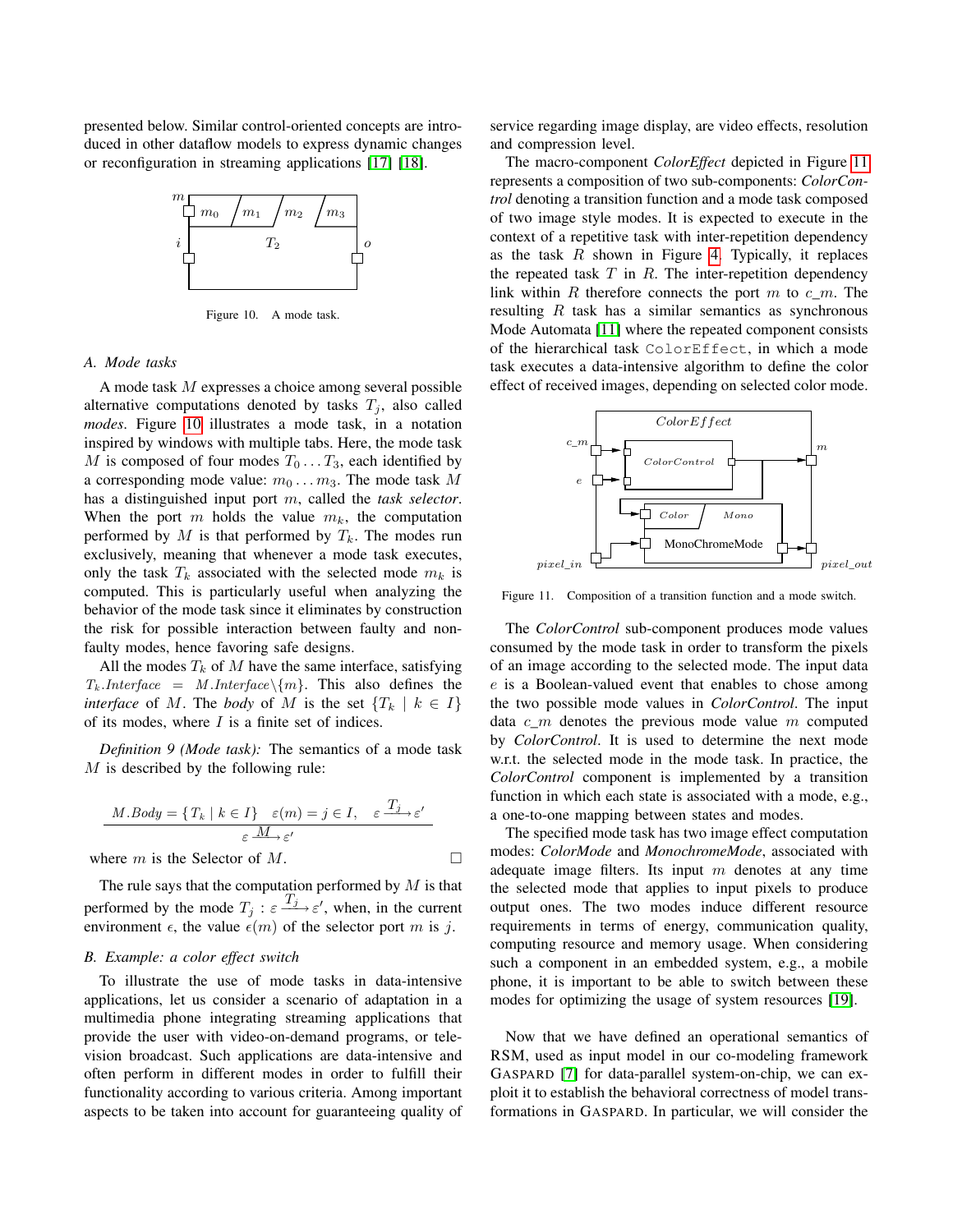presented below. Similar control-oriented concepts are introduced in other dataflow models to express dynamic changes or reconfiguration in streaming applications [17] [18].

Figure 10. A mode task.

### A. Mode tasks

A mode task $M$ expresses a choice among several possible alternative computations denoted by tasks $T_j$, also called *modes*. Figure 10 illustrates a mode task, in a notation inspired by windows with multiple tabs. Here, the mode task $M$ is composed of four modes $T_0 \dots T_3$, each identified by a corresponding mode value: $m_0 \dots m_3$. The mode task $M$ has a distinguished input port $m$, called the *task selector*. When the port $m$ holds the value $m_k$, the computation performed by $M$ is that performed by $T_k$. The modes run exclusively, meaning that whenever a mode task executes, only the task $T_k$ associated with the selected mode $m_k$ is computed. This is particularly useful when analyzing the behavior of the mode task since it eliminates by construction the risk for possible interaction between faulty and non-faulty modes, hence favoring safe designs.

All the modes $T_k$ of $M$ have the same interface, satisfying $T_k.Interface = M.Interface \backslash \{m\}$. This also defines the *interface* of $M$. The *body* of $M$ is the set $\{T_k \mid k \in I\}$ of its modes, where $I$ is a finite set of indices.

*Definition 9 (Mode task):* The semantics of a mode task $M$ is described by the following rule:

$$\frac{M.Body = \{T_k \mid k \in I\} \quad \varepsilon(m) = j \in I, \quad \varepsilon \xrightarrow{T_j} \varepsilon'}{\varepsilon \xrightarrow{M} \varepsilon'}$$

where $m$ is the Selector of $M$. □

The rule says that the computation performed by $M$ is that performed by the mode $T_j : \varepsilon \xrightarrow{T_j} \varepsilon'$, when, in the current environment $\epsilon$, the value $\epsilon(m)$ of the selector port $m$ is $j$.

### B. Example: a color effect switch

To illustrate the use of mode tasks in data-intensive applications, let us consider a scenario of adaptation in a multimedia phone integrating streaming applications that provide the user with video-on-demand programs, or television broadcast. Such applications are data-intensive and often perform in different modes in order to fulfill their functionality according to various criteria. Among important aspects to be taken into account for guaranteeing quality of service regarding image display, are video effects, resolution and compression level.

The macro-component *ColorEffect* depicted in Figure 11 represents a composition of two sub-components: *ColorControl* denoting a transition function and a mode task composed of two image style modes. It is expected to execute in the context of a repetitive task with inter-repetition dependency as the task $R$ shown in Figure 4. Typically, it replaces the repeated task $T$ in $R$. The inter-repetition dependency link within $R$ therefore connects the port $m$ to $c\_m$. The resulting $R$ task has a similar semantics as synchronous Mode Automata [11] where the repeated component consists of the hierarchical task `ColorEffect`, in which a mode task executes a data-intensive algorithm to define the color effect of received images, depending on selected color mode.

Figure 11. Composition of a transition function and a mode switch.

The *ColorControl* sub-component produces mode values consumed by the mode task in order to transform the pixels of an image according to the selected mode. The input data $e$ is a Boolean-valued event that enables to chose among the two possible mode values in *ColorControl*. The input data $c\_m$ denotes the previous mode value $m$ computed by *ColorControl*. It is used to determine the next mode w.r.t. the selected mode in the mode task. In practice, the *ColorControl* component is implemented by a transition function in which each state is associated with a mode, e.g., a one-to-one mapping between states and modes.

The specified mode task has two image effect computation modes: *ColorMode* and *MonochromeMode*, associated with adequate image filters. Its input $m$ denotes at any time the selected mode that applies to input pixels to produce output ones. The two modes induce different resource requirements in terms of energy, communication quality, computing resource and memory usage. When considering such a component in an embedded system, e.g., a mobile phone, it is important to be able to switch between these modes for optimizing the usage of system resources [19].

Now that we have defined an operational semantics of RSM, used as input model in our co-modeling framework GASPARD [7] for data-parallel system-on-chip, we can exploit it to establish the behavioral correctness of model transformations in GASPARD. In particular, we will consider the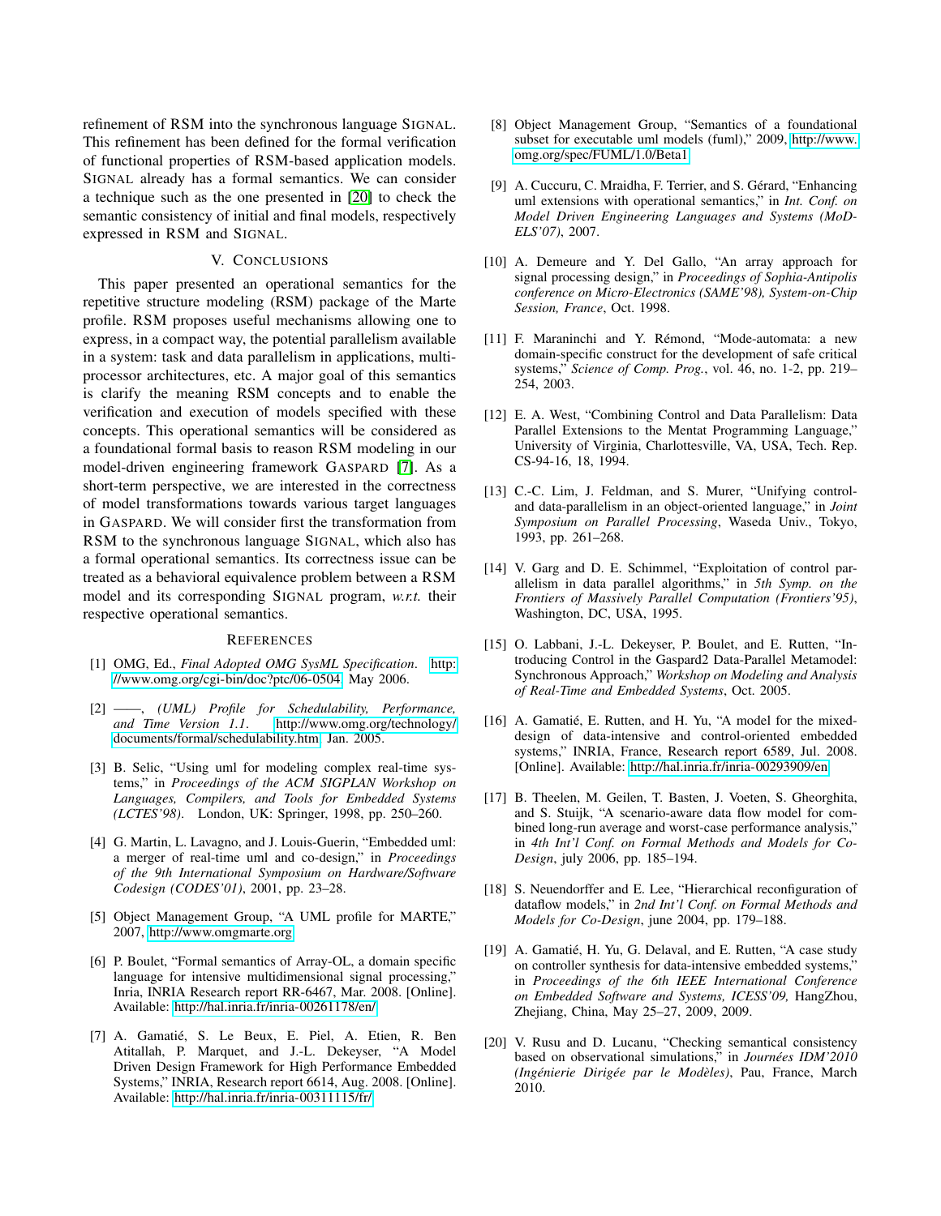refinement of RSM into the synchronous language SIGNAL. This refinement has been defined for the formal verification of functional properties of RSM-based application models. SIGNAL already has a formal semantics. We can consider a technique such as the one presented in [20] to check the semantic consistency of initial and final models, respectively expressed in RSM and SIGNAL.

## V. CONCLUSIONS

This paper presented an operational semantics for the repetitive structure modeling (RSM) package of the Marte profile. RSM proposes useful mechanisms allowing one to express, in a compact way, the potential parallelism available in a system: task and data parallelism in applications, multiprocessor architectures, etc. A major goal of this semantics is clarify the meaning RSM concepts and to enable the verification and execution of models specified with these concepts. This operational semantics will be considered as a foundational formal basis to reason RSM modeling in our model-driven engineering framework GASPARD [7]. As a short-term perspective, we are interested in the correctness of model transformations towards various target languages in GASPARD. We will consider first the transformation from RSM to the synchronous language SIGNAL, which also has a formal operational semantics. Its correctness issue can be treated as a behavioral equivalence problem between a RSM model and its corresponding SIGNAL program, *w.r.t.* their respective operational semantics.

## REFERENCES

[1] OMG, Ed., *Final Adopted OMG SysML Specification*. http://www.omg.org/cgi-bin/doc?ptc/06-0504, May 2006.

[2] ——, *(UML) Profile for Schedulability, Performance, and Time Version 1.1*. http://www.omg.org/technology/documents/formal/schedulability.htm, Jan. 2005.

[3] B. Selic, "Using uml for modeling complex real-time systems," in *Proceedings of the ACM SIGPLAN Workshop on Languages, Compilers, and Tools for Embedded Systems (LCTES'98)*. London, UK: Springer, 1998, pp. 250–260.

[4] G. Martin, L. Lavagno, and J. Louis-Guerin, "Embedded uml: a merger of real-time uml and co-design," in *Proceedings of the 9th International Symposium on Hardware/Software Codesign (CODES'01)*, 2001, pp. 23–28.

[5] Object Management Group, "A UML profile for MARTE," 2007, http://www.omgmarte.org.

[6] P. Boulet, "Formal semantics of Array-OL, a domain specific language for intensive multidimensional signal processing," Inria, INRIA Research report RR-6467, Mar. 2008. [Online]. Available: http://hal.inria.fr/inria-00261178/en/

[7] A. Gamatié, S. Le Beux, E. Piel, A. Etien, R. Ben Atitallah, P. Marquet, and J.-L. Dekeyser, "A Model Driven Design Framework for High Performance Embedded Systems," INRIA, Research report 6614, Aug. 2008. [Online]. Available: http://hal.inria.fr/inria-00311115/fr/

[8] Object Management Group, "Semantics of a foundational subset for executable uml models (fuml)," 2009, http://www.omg.org/spec/FUML/1.0/Beta1.

[9] A. Cuccuru, C. Mraidha, F. Terrier, and S. Gérard, "Enhancing uml extensions with operational semantics," in *Int. Conf. on Model Driven Engineering Languages and Systems (MoDELS'07)*, 2007.

[10] A. Demeure and Y. Del Gallo, "An array approach for signal processing design," in *Proceedings of Sophia-Antipolis conference on Micro-Electronics (SAME'98), System-on-Chip Session, France*, Oct. 1998.

[11] F. Maraninchi and Y. Rémond, "Mode-automata: a new domain-specific construct for the development of safe critical systems," *Science of Comp. Prog.*, vol. 46, no. 1-2, pp. 219–254, 2003.

[12] E. A. West, "Combining Control and Data Parallelism: Data Parallel Extensions to the Mentat Programming Language," University of Virginia, Charlottesville, VA, USA, Tech. Rep. CS-94-16, 18, 1994.

[13] C.-C. Lim, J. Feldman, and S. Murer, "Unifying control- and data-parallelism in an object-oriented language," in *Joint Symposium on Parallel Processing*, Waseda Univ., Tokyo, 1993, pp. 261–268.

[14] V. Garg and D. E. Schimmel, "Exploitation of control parallelism in data parallel algorithms," in *5th Symp. on the Frontiers of Massively Parallel Computation (Frontiers'95)*, Washington, DC, USA, 1995.

[15] O. Labbani, J.-L. Dekeyser, P. Boulet, and E. Rutten, "Introducing Control in the Gaspard2 Data-Parallel Metamodel: Synchronous Approach," *Workshop on Modeling and Analysis of Real-Time and Embedded Systems*, Oct. 2005.

[16] A. Gamatié, E. Rutten, and H. Yu, "A model for the mixed-design of data-intensive and control-oriented embedded systems," INRIA, France, Research report 6589, Jul. 2008. [Online]. Available: http://hal.inria.fr/inria-00293909/en

[17] B. Theelen, M. Geilen, T. Basten, J. Voeten, S. Gheorghita, and S. Stuijk, "A scenario-aware data flow model for combined long-run average and worst-case performance analysis," in *4th Int'l Conf. on Formal Methods and Models for Co-Design*, july 2006, pp. 185–194.

[18] S. Neuendorffer and E. Lee, "Hierarchical reconfiguration of dataflow models," in *2nd Int'l Conf. on Formal Methods and Models for Co-Design*, june 2004, pp. 179–188.

[19] A. Gamatié, H. Yu, G. Delaval, and E. Rutten, "A case study on controller synthesis for data-intensive embedded systems," in *Proceedings of the 6th IEEE International Conference on Embedded Software and Systems, ICESS'09,* HangZhou, Zhejiang, China, May 25–27, 2009, 2009.

[20] V. Rusu and D. Lucanu, "Checking semantical consistency based on observational simulations," in *Journées IDM'2010 (Ingénierie Dirigée par le Modèles)*, Pau, France, March 2010.